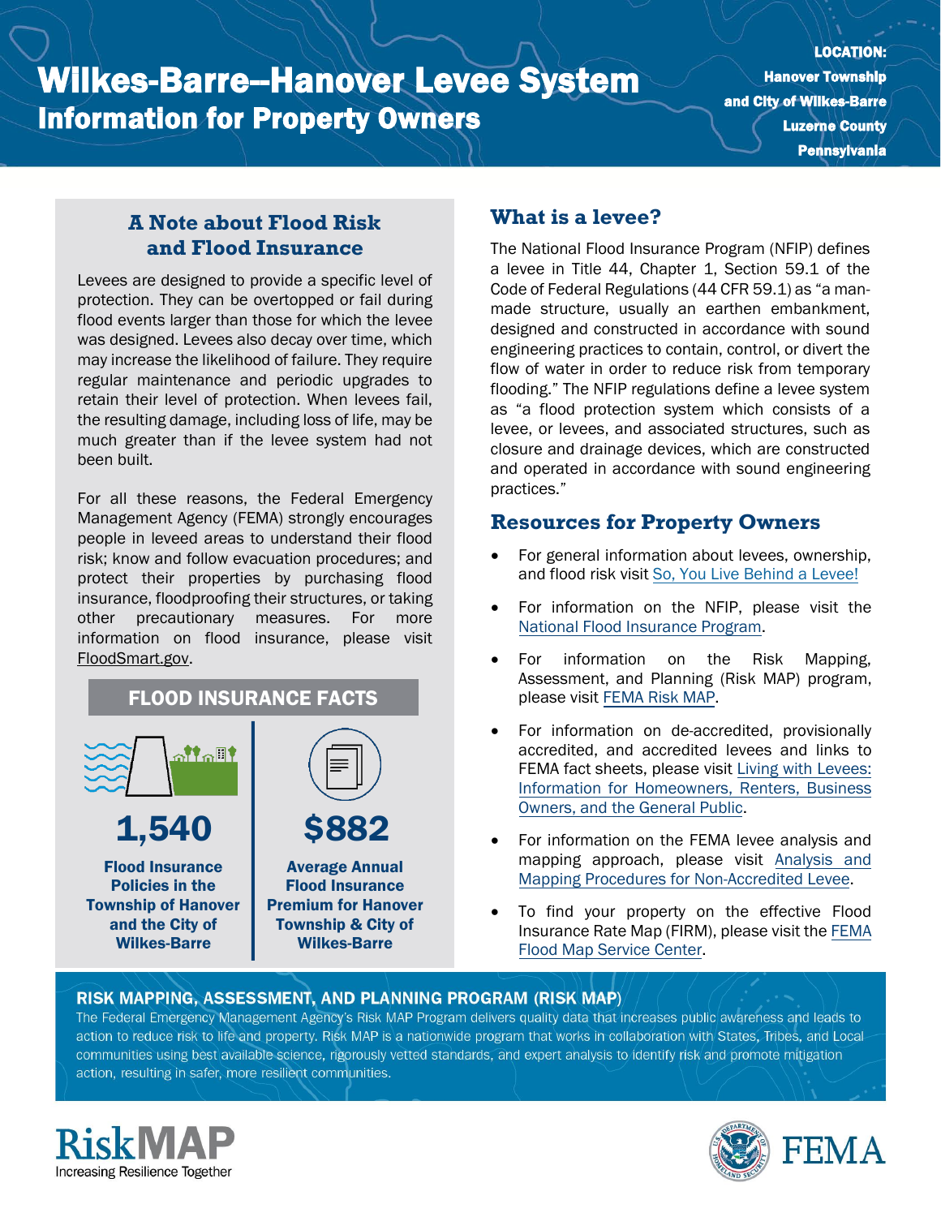# Wilkes-Barre–Hanover Levee System
## Information for Property Owners

**LOCATION:**
**Hanover Township and City of Wilkes-Barre**
**Luzerne County**
**Pennsylvania**

## A Note about Flood Risk and Flood Insurance

Levees are designed to provide a specific level of protection. They can be overtopped or fail during flood events larger than those for which the levee was designed. Levees also decay over time, which may increase the likelihood of failure. They require regular maintenance and periodic upgrades to retain their level of protection. When levees fail, the resulting damage, including loss of life, may be much greater than if the levee system had not been built.

For all these reasons, the Federal Emergency Management Agency (FEMA) strongly encourages people in leveed areas to understand their flood risk; know and follow evacuation procedures; and protect their properties by purchasing flood insurance, floodproofing their structures, or taking other precautionary measures. For more information on flood insurance, please visit FloodSmart.gov.

### FLOOD INSURANCE FACTS

**1,540**

**Flood Insurance Policies in the Township of Hanover and the City of Wilkes-Barre**

**$882**

**Average Annual Flood Insurance Premium for Hanover Township & City of Wilkes-Barre**

## What is a levee?

The National Flood Insurance Program (NFIP) defines a levee in Title 44, Chapter 1, Section 59.1 of the Code of Federal Regulations (44 CFR 59.1) as "a man-made structure, usually an earthen embankment, designed and constructed in accordance with sound engineering practices to contain, control, or divert the flow of water in order to reduce risk from temporary flooding." The NFIP regulations define a levee system as "a flood protection system which consists of a levee, or levees, and associated structures, such as closure and drainage devices, which are constructed and operated in accordance with sound engineering practices."

## Resources for Property Owners

- For general information about levees, ownership, and flood risk visit So, You Live Behind a Levee!
- For information on the NFIP, please visit the National Flood Insurance Program.
- For information on the Risk Mapping, Assessment, and Planning (Risk MAP) program, please visit FEMA Risk MAP.
- For information on de-accredited, provisionally accredited, and accredited levees and links to FEMA fact sheets, please visit Living with Levees: Information for Homeowners, Renters, Business Owners, and the General Public.
- For information on the FEMA levee analysis and mapping approach, please visit Analysis and Mapping Procedures for Non-Accredited Levee.
- To find your property on the effective Flood Insurance Rate Map (FIRM), please visit the FEMA Flood Map Service Center.

### RISK MAPPING, ASSESSMENT, AND PLANNING PROGRAM (RISK MAP)

The Federal Emergency Management Agency's Risk MAP Program delivers quality data that increases public awareness and leads to action to reduce risk to life and property. Risk MAP is a nationwide program that works in collaboration with States, Tribes, and Local communities using best available science, rigorously vetted standards, and expert analysis to identify risk and promote mitigation action, resulting in safer, more resilient communities.

RiskMAP
Increasing Resilience Together

FEMA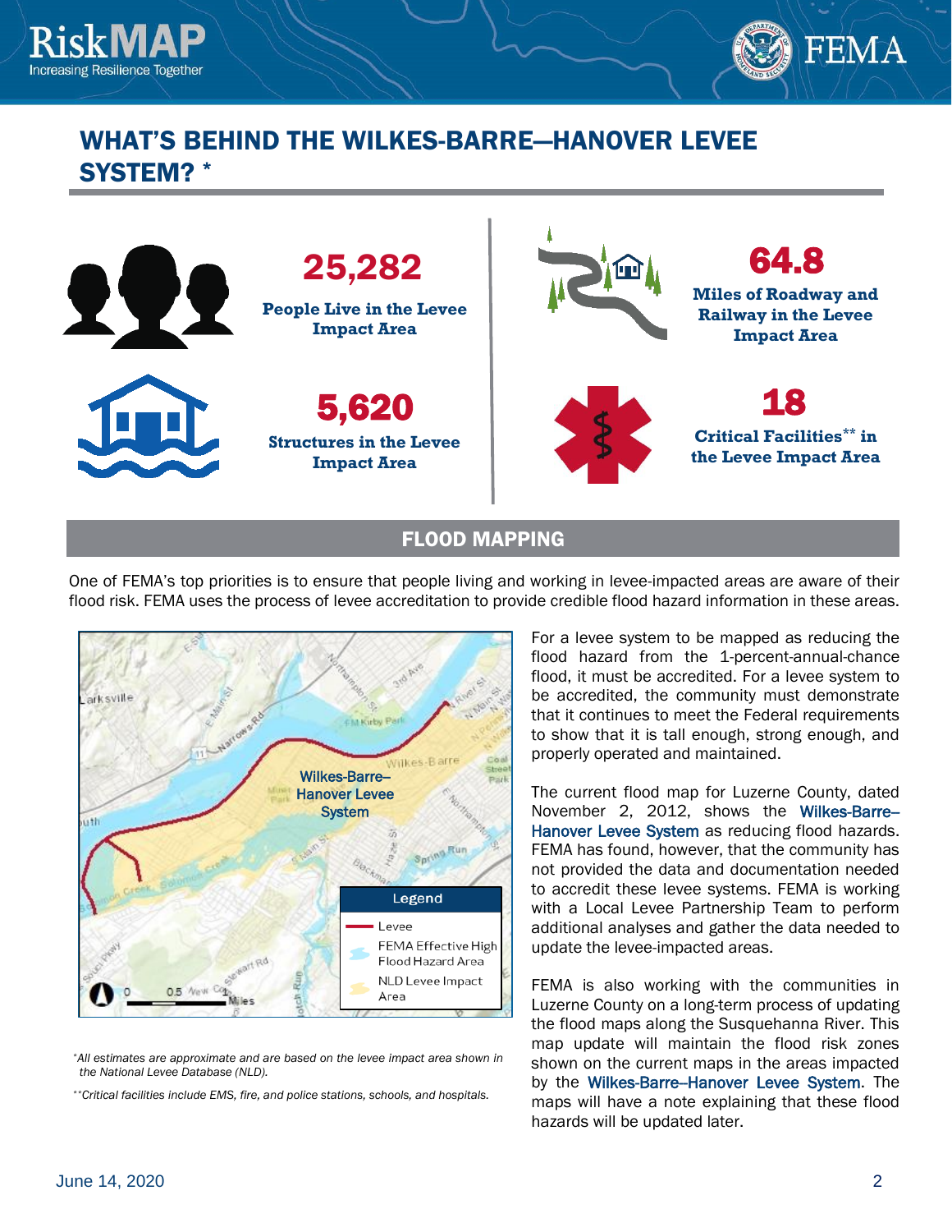# WHAT'S BEHIND THE WILKES-BARRE–HANOVER LEVEE SYSTEM? *

**25,282**
People Live in the Levee Impact Area

**64.8**
Miles of Roadway and Railway in the Levee Impact Area

**5,620**
Structures in the Levee Impact Area

**18**
Critical Facilities** in the Levee Impact Area

## FLOOD MAPPING

One of FEMA's top priorities is to ensure that people living and working in levee-impacted areas are aware of their flood risk. FEMA uses the process of levee accreditation to provide credible flood hazard information in these areas.

Wilkes-Barre–Hanover Levee System

Legend
Levee
FEMA Effective High Flood Hazard Area
NLD Levee Impact Area

0 0.5 1 Miles

*All estimates are approximate and are based on the levee impact area shown in the National Levee Database (NLD).*

***Critical facilities include EMS, fire, and police stations, schools, and hospitals.*

For a levee system to be mapped as reducing the flood hazard from the 1-percent-annual-chance flood, it must be accredited. For a levee system to be accredited, the community must demonstrate that it continues to meet the Federal requirements to show that it is tall enough, strong enough, and properly operated and maintained.

The current flood map for Luzerne County, dated November 2, 2012, shows the Wilkes-Barre–Hanover Levee System as reducing flood hazards. FEMA has found, however, that the community has not provided the data and documentation needed to accredit these levee systems. FEMA is working with a Local Levee Partnership Team to perform additional analyses and gather the data needed to update the levee-impacted areas.

FEMA is also working with the communities in Luzerne County on a long-term process of updating the flood maps along the Susquehanna River. This map update will maintain the flood risk zones shown on the current maps in the areas impacted by the Wilkes-Barre–Hanover Levee System. The maps will have a note explaining that these flood hazards will be updated later.

June 14, 2020